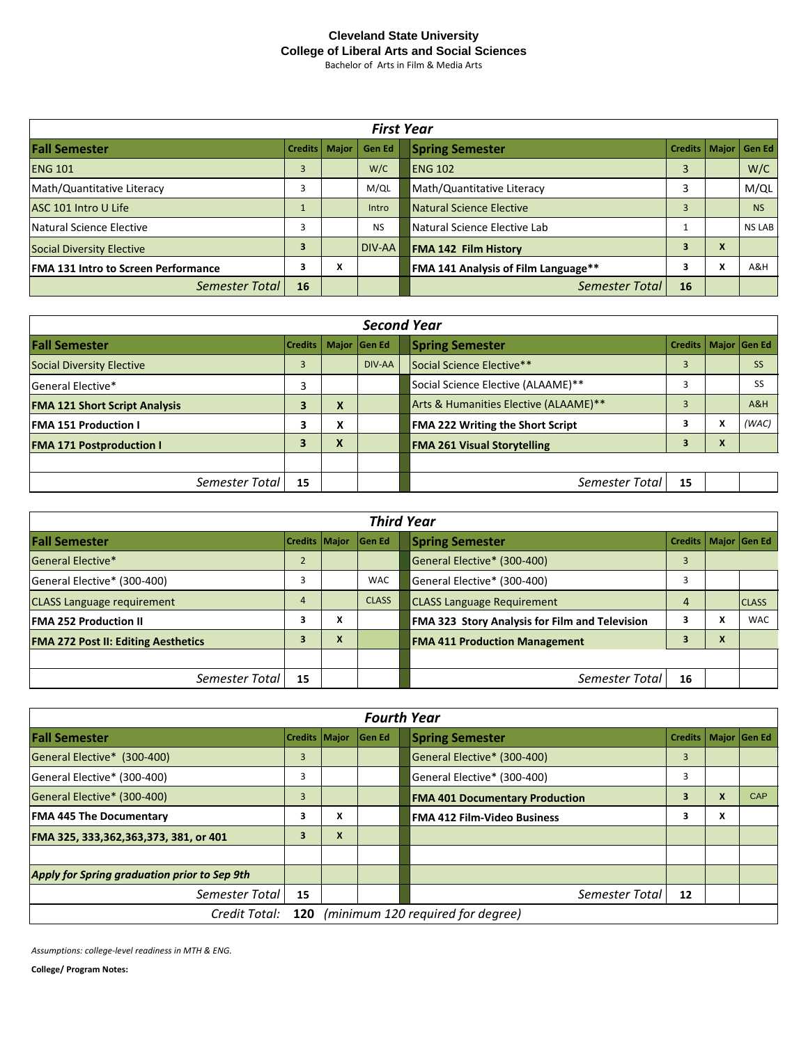# Cleveland State University
## College of Liberal Arts and Social Sciences
Bachelor of Arts in Film & Media Arts

### First Year

| Fall Semester | Credits | Major | Gen Ed | | Spring Semester | Credits | Major | Gen Ed |
|---|---|---|---|---|---|---|---|---|
| ENG 101 | 3 | | W/C | | ENG 102 | 3 | | W/C |
| Math/Quantitative Literacy | 3 | | M/QL | | Math/Quantitative Literacy | 3 | | M/QL |
| ASC 101 Intro U Life | 1 | | Intro | | Natural Science Elective | 3 | | NS |
| Natural Science Elective | 3 | | NS | | Natural Science Elective Lab | 1 | | NS LAB |
| Social Diversity Elective | 3 | | DIV-AA | | **FMA 142 Film History** | 3 | X | |
| **FMA 131 Intro to Screen Performance** | 3 | X | | | **FMA 141 Analysis of Film Language**** | 3 | X | A&H |
| *Semester Total* | 16 | | | | *Semester Total* | 16 | | |

### Second Year

| Fall Semester | Credits | Major | Gen Ed | | Spring Semester | Credits | Major | Gen Ed |
|---|---|---|---|---|---|---|---|---|
| Social Diversity Elective | 3 | | DIV-AA | | Social Science Elective** | 3 | | SS |
| General Elective* | 3 | | | | Social Science Elective (ALAAME)** | 3 | | SS |
| **FMA 121 Short Script Analysis** | 3 | X | | | Arts & Humanities Elective (ALAAME)** | 3 | | A&H |
| **FMA 151 Production I** | 3 | X | | | **FMA 222 Writing the Short Script** | 3 | X | (WAC) |
| **FMA 171 Postproduction I** | 3 | X | | | **FMA 261 Visual Storytelling** | 3 | X | |
| | | | | | | | | |
| *Semester Total* | 15 | | | | *Semester Total* | 15 | | |

### Third Year

| Fall Semester | Credits | Major | Gen Ed | | Spring Semester | Credits | Major | Gen Ed |
|---|---|---|---|---|---|---|---|---|
| General Elective* | 2 | | | | General Elective* (300-400) | 3 | | |
| General Elective* (300-400) | 3 | | WAC | | General Elective* (300-400) | 3 | | |
| CLASS Language requirement | 4 | | CLASS | | CLASS Language Requirement | 4 | | CLASS |
| **FMA 252 Production II** | 3 | X | | | **FMA 323 Story Analysis for Film and Television** | 3 | X | WAC |
| **FMA 272 Post II: Editing Aesthetics** | 3 | X | | | **FMA 411 Production Management** | 3 | X | |
| | | | | | | | | |
| *Semester Total* | 15 | | | | *Semester Total* | 16 | | |

### Fourth Year

| Fall Semester | Credits | Major | Gen Ed | | Spring Semester | Credits | Major | Gen Ed |
|---|---|---|---|---|---|---|---|---|
| General Elective* (300-400) | 3 | | | | General Elective* (300-400) | 3 | | |
| General Elective* (300-400) | 3 | | | | General Elective* (300-400) | 3 | | |
| General Elective* (300-400) | 3 | | | | **FMA 401 Documentary Production** | 3 | X | CAP |
| **FMA 445 The Documentary** | 3 | X | | | **FMA 412 Film-Video Business** | 3 | X | |
| **FMA 325, 333,362,363,373, 381, or 401** | 3 | X | | | | | | |
| | | | | | | | | |
| ***Apply for Spring graduation prior to Sep 9th*** | | | | | | | | |
| *Semester Total* | 15 | | | | *Semester Total* | 12 | | |
| *Credit Total:* | 120 | *(minimum 120 required for degree)* | | | | | | |

*Assumptions: college-level readiness in MTH & ENG.*

**College/ Program Notes:**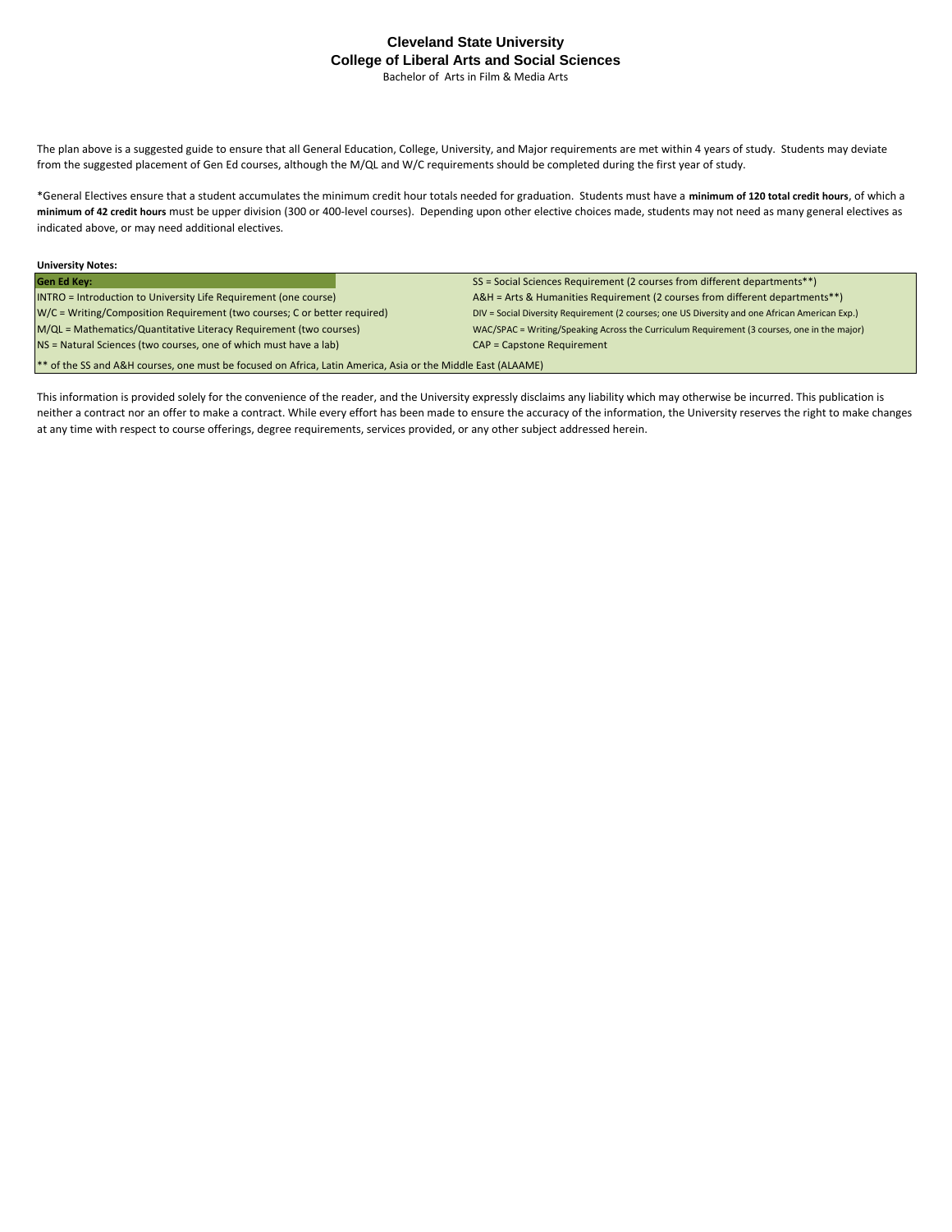# Cleveland State University

## College of Liberal Arts and Social Sciences

Bachelor of Arts in Film & Media Arts

The plan above is a suggested guide to ensure that all General Education, College, University, and Major requirements are met within 4 years of study. Students may deviate from the suggested placement of Gen Ed courses, although the M/QL and W/C requirements should be completed during the first year of study.

*General Electives ensure that a student accumulates the minimum credit hour totals needed for graduation. Students must have a **minimum of 120 total credit hours**, of which a **minimum of 42 credit hours** must be upper division (300 or 400-level courses). Depending upon other elective choices made, students may not need as many general electives as indicated above, or may need additional electives.

**University Notes:**

| | |
|---|---|
| **Gen Ed Key:** | SS = Social Sciences Requirement (2 courses from different departments**) |
| INTRO = Introduction to University Life Requirement (one course) | A&H = Arts & Humanities Requirement (2 courses from different departments**) |
| W/C = Writing/Composition Requirement (two courses; C or better required) | DIV = Social Diversity Requirement (2 courses; one US Diversity and one African American Exp.) |
| M/QL = Mathematics/Quantitative Literacy Requirement (two courses) | WAC/SPAC = Writing/Speaking Across the Curriculum Requirement (3 courses, one in the major) |
| NS = Natural Sciences (two courses, one of which must have a lab) | CAP = Capstone Requirement |
| ** of the SS and A&H courses, one must be focused on Africa, Latin America, Asia or the Middle East (ALAAME) | |

This information is provided solely for the convenience of the reader, and the University expressly disclaims any liability which may otherwise be incurred. This publication is neither a contract nor an offer to make a contract. While every effort has been made to ensure the accuracy of the information, the University reserves the right to make changes at any time with respect to course offerings, degree requirements, services provided, or any other subject addressed herein.